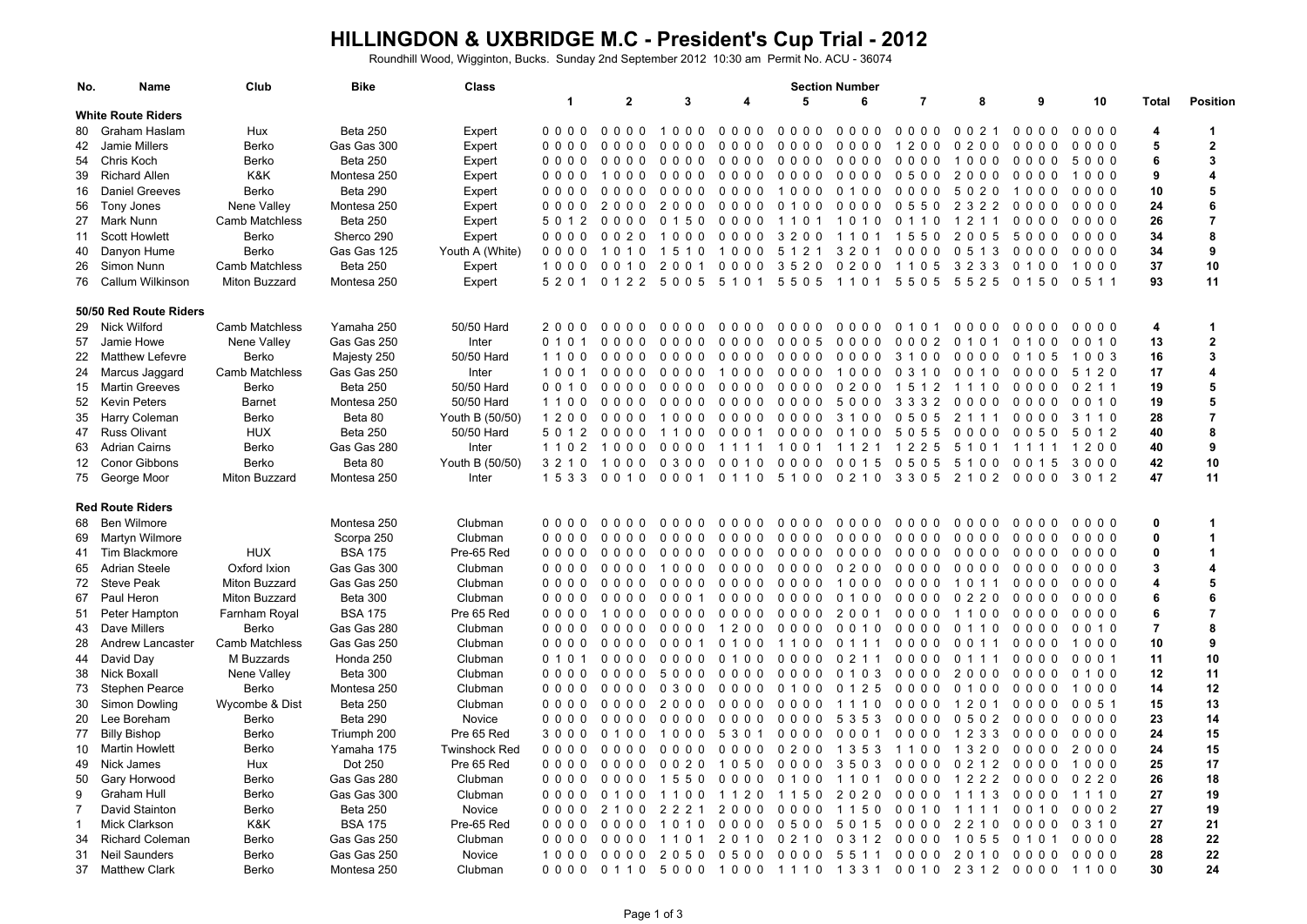# HILLINGDON & UXBRIDGE M.C - President's Cup Trial - 2012

Roundhill Wood, Wigginton, Bucks. Sunday 2nd September 2012 10:30 am Permit No. ACU - 36074

| No. | Name | Club | Bike | Class | Section Number 1 | 2 | 3 | 4 | 5 | 6 | 7 | 8 | 9 | 10 | Total | Position |
|---|---|---|---|---|---|---|---|---|---|---|---|---|---|---|---|---|
| **White Route Riders** | | | | | | | | | | | | | | | | |
| 80 | Graham Haslam | Hux | Beta 250 | Expert | 0 0 0 0 | 0 0 0 0 | 1 0 0 0 | 0 0 0 0 | 0 0 0 0 | 0 0 0 0 | 0 0 0 0 | 0 0 2 1 | 0 0 0 0 | 0 0 0 0 | 4 | 1 |
| 42 | Jamie Millers | Berko | Gas Gas 300 | Expert | 0 0 0 0 | 0 0 0 0 | 0 0 0 0 | 0 0 0 0 | 0 0 0 0 | 0 0 0 0 | 1 2 0 0 | 0 2 0 0 | 0 0 0 0 | 0 0 0 0 | 5 | 2 |
| 54 | Chris Koch | Berko | Beta 250 | Expert | 0 0 0 0 | 0 0 0 0 | 0 0 0 0 | 0 0 0 0 | 0 0 0 0 | 0 0 0 0 | 0 0 0 0 | 1 0 0 0 | 0 0 0 0 | 5 0 0 0 | 6 | 3 |
| 39 | Richard Allen | K&K | Montesa 250 | Expert | 0 0 0 0 | 1 0 0 0 | 0 0 0 0 | 0 0 0 0 | 0 0 0 0 | 0 0 0 0 | 0 5 0 0 | 2 0 0 0 | 0 0 0 0 | 1 0 0 0 | 9 | 4 |
| 16 | Daniel Greeves | Berko | Beta 290 | Expert | 0 0 0 0 | 0 0 0 0 | 0 0 0 0 | 0 0 0 0 | 1 0 0 0 | 0 1 0 0 | 0 0 0 0 | 5 0 2 0 | 1 0 0 0 | 0 0 0 0 | 10 | 5 |
| 56 | Tony Jones | Nene Valley | Montesa 250 | Expert | 0 0 0 0 | 2 0 0 0 | 2 0 0 0 | 0 0 0 0 | 0 1 0 0 | 0 0 0 0 | 0 5 5 0 | 2 3 2 2 | 0 0 0 0 | 0 0 0 0 | 24 | 6 |
| 27 | Mark Nunn | Camb Matchless | Beta 250 | Expert | 5 0 1 2 | 0 0 0 0 | 0 1 5 0 | 0 0 0 0 | 1 1 0 1 | 1 0 1 0 | 0 1 1 0 | 1 2 1 1 | 0 0 0 0 | 0 0 0 0 | 26 | 7 |
| 11 | Scott Howlett | Berko | Sherco 290 | Expert | 0 0 0 0 | 0 0 2 0 | 1 0 0 0 | 0 0 0 0 | 3 2 0 0 | 1 1 0 1 | 1 5 5 0 | 2 0 0 5 | 5 0 0 0 | 0 0 0 0 | 34 | 8 |
| 40 | Danyon Hume | Berko | Gas Gas 125 | Youth A (White) | 0 0 0 0 | 1 0 1 0 | 1 5 1 0 | 1 0 0 0 | 5 1 2 1 | 3 2 0 1 | 0 0 0 0 | 0 5 1 3 | 0 0 0 0 | 0 0 0 0 | 34 | 9 |
| 26 | Simon Nunn | Camb Matchless | Beta 250 | Expert | 1 0 0 0 | 0 0 1 0 | 2 0 0 1 | 0 0 0 0 | 3 5 2 0 | 0 2 0 0 | 1 1 0 5 | 3 2 3 3 | 0 1 0 0 | 1 0 0 0 | 37 | 10 |
| 76 | Callum Wilkinson | Miton Buzzard | Montesa 250 | Expert | 5 2 0 1 | 0 1 2 2 | 5 0 0 5 | 5 1 0 1 | 5 5 0 5 | 1 1 0 1 | 5 5 0 5 | 5 5 2 5 | 0 1 5 0 | 0 5 1 1 | 93 | 11 |
| **50/50 Red Route Riders** | | | | | | | | | | | | | | | | |
| 29 | Nick Wilford | Camb Matchless | Yamaha 250 | 50/50 Hard | 2 0 0 0 | 0 0 0 0 | 0 0 0 0 | 0 0 0 0 | 0 0 0 0 | 0 0 0 0 | 0 1 0 1 | 0 0 0 0 | 0 0 0 0 | 0 0 0 0 | 4 | 1 |
| 57 | Jamie Howe | Nene Valley | Gas Gas 250 | Inter | 0 1 0 1 | 0 0 0 0 | 0 0 0 0 | 0 0 0 0 | 0 0 0 5 | 0 0 0 0 | 0 0 0 2 | 0 1 0 1 | 0 1 0 0 | 0 0 1 0 | 13 | 2 |
| 22 | Matthew Lefevre | Berko | Majesty 250 | 50/50 Hard | 1 1 0 0 | 0 0 0 0 | 0 0 0 0 | 0 0 0 0 | 0 0 0 0 | 0 0 0 0 | 3 1 0 0 | 0 0 0 0 | 0 1 0 5 | 1 0 0 3 | 16 | 3 |
| 24 | Marcus Jaggard | Camb Matchless | Gas Gas 250 | Inter | 1 0 0 1 | 0 0 0 0 | 0 0 0 0 | 1 0 0 0 | 0 0 0 0 | 1 0 0 0 | 0 3 1 0 | 0 0 1 0 | 0 0 0 0 | 5 1 2 0 | 17 | 4 |
| 15 | Martin Greeves | Berko | Beta 250 | 50/50 Hard | 0 0 1 0 | 0 0 0 0 | 0 0 0 0 | 0 0 0 0 | 0 0 0 0 | 0 2 0 0 | 1 5 1 2 | 1 1 1 0 | 0 0 0 0 | 0 2 1 1 | 19 | 5 |
| 52 | Kevin Peters | Barnet | Montesa 250 | 50/50 Hard | 1 1 0 0 | 0 0 0 0 | 0 0 0 0 | 0 0 0 0 | 0 0 0 0 | 5 0 0 0 | 3 3 3 2 | 0 0 0 0 | 0 0 0 0 | 0 0 1 0 | 19 | 5 |
| 35 | Harry Coleman | Berko | Beta 80 | Youth B (50/50) | 1 2 0 0 | 0 0 0 0 | 1 0 0 0 | 0 0 0 0 | 0 0 0 0 | 3 1 0 0 | 0 5 0 5 | 2 1 1 1 | 0 0 0 0 | 3 1 1 0 | 28 | 7 |
| 47 | Russ Olivant | HUX | Beta 250 | 50/50 Hard | 5 0 1 2 | 0 0 0 0 | 1 1 0 0 | 0 0 0 1 | 0 0 0 0 | 0 1 0 0 | 5 0 5 5 | 0 0 0 0 | 0 0 5 0 | 5 0 1 2 | 40 | 8 |
| 63 | Adrian Cairns | Berko | Gas Gas 280 | Inter | 1 1 0 2 | 1 0 0 0 | 0 0 0 0 | 1 1 1 1 | 1 0 0 1 | 1 1 2 1 | 1 2 2 5 | 5 1 0 1 | 1 1 1 1 | 1 2 0 0 | 40 | 9 |
| 12 | Conor Gibbons | Berko | Beta 80 | Youth B (50/50) | 3 2 1 0 | 1 0 0 0 | 0 3 0 0 | 0 0 1 0 | 0 0 0 0 | 0 0 1 5 | 0 5 0 5 | 5 1 0 0 | 0 0 1 5 | 3 0 0 0 | 42 | 10 |
| 75 | George Moor | Miton Buzzard | Montesa 250 | Inter | 1 5 3 3 | 0 0 1 0 | 0 0 0 1 | 0 1 1 0 | 5 1 0 0 | 0 2 1 0 | 3 3 0 5 | 2 1 0 2 | 0 0 0 0 | 3 0 1 2 | 47 | 11 |
| **Red Route Riders** | | | | | | | | | | | | | | | | |
| 68 | Ben Wilmore | | Montesa 250 | Clubman | 0 0 0 0 | 0 0 0 0 | 0 0 0 0 | 0 0 0 0 | 0 0 0 0 | 0 0 0 0 | 0 0 0 0 | 0 0 0 0 | 0 0 0 0 | 0 0 0 0 | 0 | 1 |
| 69 | Martyn Wilmore | | Scorpa 250 | Clubman | 0 0 0 0 | 0 0 0 0 | 0 0 0 0 | 0 0 0 0 | 0 0 0 0 | 0 0 0 0 | 0 0 0 0 | 0 0 0 0 | 0 0 0 0 | 0 0 0 0 | 0 | 1 |
| 41 | Tim Blackmore | HUX | BSA 175 | Pre-65 Red | 0 0 0 0 | 0 0 0 0 | 0 0 0 0 | 0 0 0 0 | 0 0 0 0 | 0 0 0 0 | 0 0 0 0 | 0 0 0 0 | 0 0 0 0 | 0 0 0 0 | 0 | 1 |
| 65 | Adrian Steele | Oxford Ixion | Gas Gas 300 | Clubman | 0 0 0 0 | 0 0 0 0 | 1 0 0 0 | 0 0 0 0 | 0 0 0 0 | 0 2 0 0 | 0 0 0 0 | 0 0 0 0 | 0 0 0 0 | 0 0 0 0 | 3 | 4 |
| 72 | Steve Peak | Miton Buzzard | Gas Gas 250 | Clubman | 0 0 0 0 | 0 0 0 0 | 0 0 0 0 | 0 0 0 0 | 0 0 0 0 | 1 0 0 0 | 0 0 0 0 | 1 0 1 1 | 0 0 0 0 | 0 0 0 0 | 4 | 5 |
| 67 | Paul Heron | Miton Buzzard | Beta 300 | Clubman | 0 0 0 0 | 0 0 0 0 | 0 0 0 1 | 0 0 0 0 | 0 0 0 0 | 0 1 0 0 | 0 0 0 0 | 0 2 2 0 | 0 0 0 0 | 0 0 0 0 | 6 | 6 |
| 51 | Peter Hampton | Farnham Royal | BSA 175 | Pre 65 Red | 0 0 0 0 | 1 0 0 0 | 0 0 0 0 | 0 0 0 0 | 0 0 0 0 | 2 0 0 1 | 0 0 0 0 | 1 1 0 0 | 0 0 0 0 | 0 0 0 0 | 6 | 7 |
| 43 | Dave Millers | Berko | Gas Gas 280 | Clubman | 0 0 0 0 | 0 0 0 0 | 0 0 0 0 | 1 2 0 0 | 0 0 0 0 | 0 0 1 0 | 0 0 0 0 | 0 1 1 0 | 0 0 0 0 | 0 0 1 0 | 7 | 8 |
| 28 | Andrew Lancaster | Camb Matchless | Gas Gas 250 | Clubman | 0 0 0 0 | 0 0 0 0 | 0 0 0 1 | 0 1 0 0 | 1 1 0 0 | 0 1 1 1 | 0 0 0 0 | 0 0 1 1 | 0 0 0 0 | 1 0 0 0 | 10 | 9 |
| 44 | David Day | M Buzzards | Honda 250 | Clubman | 0 1 0 1 | 0 0 0 0 | 0 0 0 0 | 0 1 0 0 | 0 0 0 0 | 0 2 1 1 | 0 0 0 0 | 0 1 1 1 | 0 0 0 0 | 0 0 0 1 | 11 | 10 |
| 38 | Nick Boxall | Nene Valley | Beta 300 | Clubman | 0 0 0 0 | 0 0 0 0 | 5 0 0 0 | 0 0 0 0 | 0 0 0 0 | 0 1 0 3 | 0 0 0 0 | 2 0 0 0 | 0 0 0 0 | 0 1 0 0 | 12 | 11 |
| 73 | Stephen Pearce | Berko | Montesa 250 | Clubman | 0 0 0 0 | 0 0 0 0 | 0 3 0 0 | 0 0 0 0 | 0 1 0 0 | 0 1 2 5 | 0 0 0 0 | 0 1 0 0 | 0 0 0 0 | 1 0 0 0 | 14 | 12 |
| 30 | Simon Dowling | Wycombe & Dist | Beta 250 | Clubman | 0 0 0 0 | 0 0 0 0 | 2 0 0 0 | 0 0 0 0 | 0 0 0 0 | 1 1 1 0 | 0 0 0 0 | 1 2 0 1 | 0 0 0 0 | 0 0 5 1 | 15 | 13 |
| 20 | Lee Boreham | Berko | Beta 290 | Novice | 0 0 0 0 | 0 0 0 0 | 0 0 0 0 | 0 0 0 0 | 0 0 0 0 | 5 3 5 3 | 0 0 0 0 | 0 5 0 2 | 0 0 0 0 | 0 0 0 0 | 23 | 14 |
| 77 | Billy Bishop | Berko | Triumph 200 | Pre 65 Red | 3 0 0 0 | 0 1 0 0 | 1 0 0 0 | 5 3 0 1 | 0 0 0 0 | 0 0 0 1 | 0 0 0 0 | 1 2 3 3 | 0 0 0 0 | 0 0 0 0 | 24 | 15 |
| 10 | Martin Howlett | Berko | Yamaha 175 | Twinshock Red | 0 0 0 0 | 0 0 0 0 | 0 0 0 0 | 0 0 0 0 | 0 2 0 0 | 1 3 5 3 | 1 1 0 0 | 1 3 2 0 | 0 0 0 0 | 2 0 0 0 | 24 | 15 |
| 49 | Nick James | Hux | Dot 250 | Pre 65 Red | 0 0 0 0 | 0 0 0 0 | 0 0 2 0 | 1 0 5 0 | 0 0 0 0 | 3 5 0 3 | 0 0 0 0 | 0 2 1 2 | 0 0 0 0 | 1 0 0 0 | 25 | 17 |
| 50 | Gary Horwood | Berko | Gas Gas 280 | Clubman | 0 0 0 0 | 0 0 0 0 | 1 5 5 0 | 0 0 0 0 | 0 1 0 0 | 1 1 0 1 | 0 0 0 0 | 1 2 2 2 | 0 0 0 0 | 0 2 2 0 | 26 | 18 |
| 9 | Graham Hull | Berko | Gas Gas 300 | Clubman | 0 0 0 0 | 0 1 0 0 | 1 1 0 0 | 1 1 2 0 | 1 1 5 0 | 2 0 2 0 | 0 0 0 0 | 1 1 1 3 | 0 0 0 0 | 1 1 1 0 | 27 | 19 |
| 7 | David Stainton | Berko | Beta 250 | Novice | 0 0 0 0 | 2 1 0 0 | 2 2 2 1 | 2 0 0 0 | 0 0 0 0 | 1 1 5 0 | 0 0 1 0 | 1 1 1 1 | 0 0 1 0 | 0 0 0 2 | 27 | 19 |
| 1 | Mick Clarkson | K&K | BSA 175 | Pre-65 Red | 0 0 0 0 | 0 0 0 0 | 1 0 1 0 | 0 0 0 0 | 0 5 0 0 | 5 0 1 5 | 0 0 0 0 | 2 2 1 0 | 0 0 0 0 | 0 3 1 0 | 27 | 21 |
| 34 | Richard Coleman | Berko | Gas Gas 250 | Clubman | 0 0 0 0 | 0 0 0 0 | 1 1 0 1 | 2 0 1 0 | 0 2 1 0 | 0 3 1 2 | 0 0 0 0 | 1 0 5 5 | 0 1 0 1 | 0 0 0 0 | 28 | 22 |
| 31 | Neil Saunders | Berko | Gas Gas 250 | Novice | 1 0 0 0 | 0 0 0 0 | 2 0 5 0 | 0 5 0 0 | 0 0 0 0 | 5 5 1 1 | 0 0 0 0 | 2 0 1 0 | 0 0 0 0 | 0 0 0 0 | 28 | 22 |
| 37 | Matthew Clark | Berko | Montesa 250 | Clubman | 0 0 0 0 | 0 1 1 0 | 5 0 0 0 | 1 0 0 0 | 1 1 1 0 | 1 3 3 1 | 0 0 1 0 | 2 3 1 2 | 0 0 0 0 | 1 1 0 0 | 30 | 24 |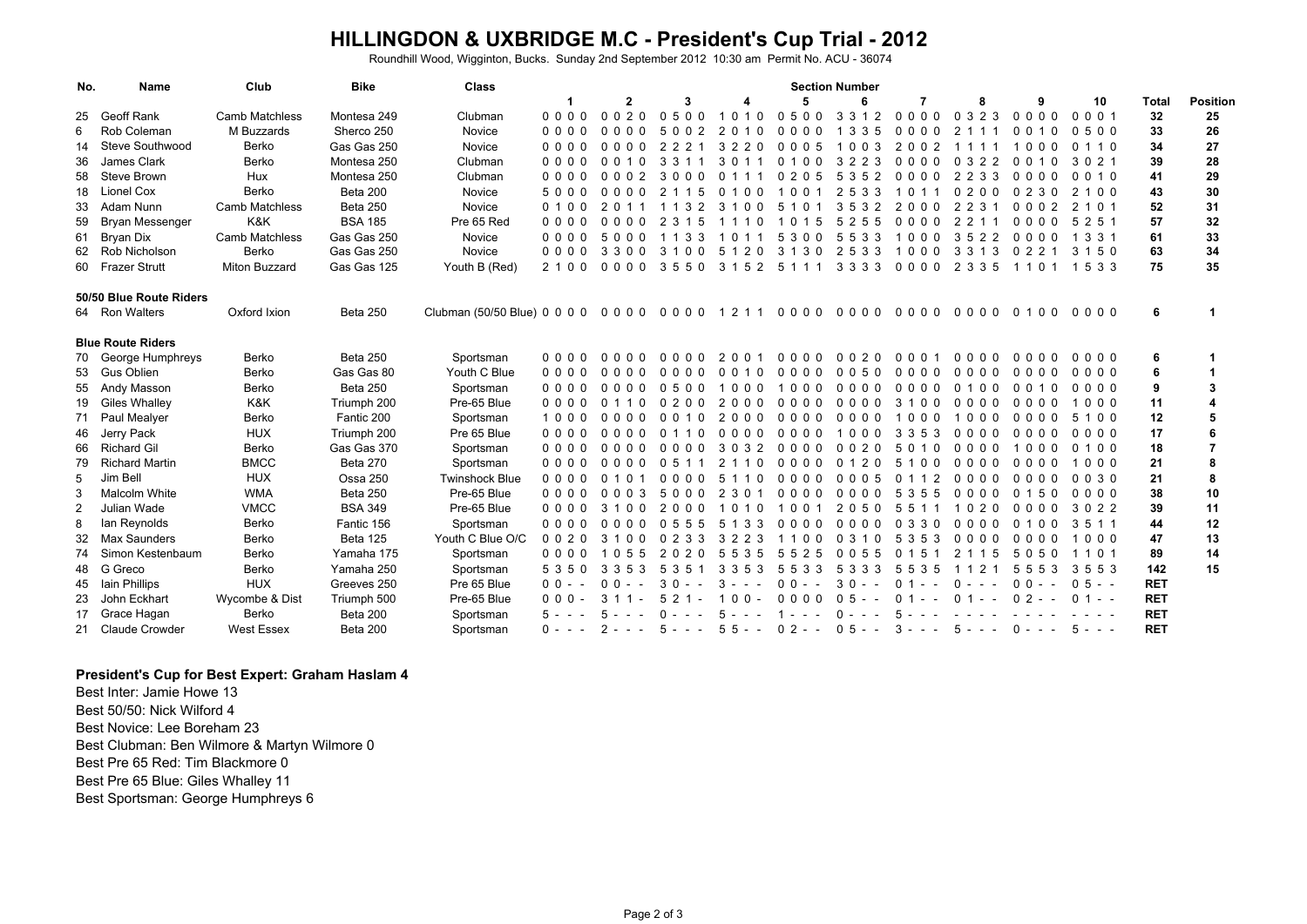# HILLINGDON & UXBRIDGE M.C - President's Cup Trial - 2012

Roundhill Wood, Wigginton, Bucks. Sunday 2nd September 2012 10:30 am Permit No. ACU - 36074

| No. | Name | Club | Bike | Class | Section Number | | | | | | | | | | Total | Position |
|---|---|---|---|---|---|---|---|---|---|---|---|---|---|---|---|---|
| | | | | | 1 | 2 | 3 | 4 | 5 | 6 | 7 | 8 | 9 | 10 | | |
| 25 | Geoff Rank | Camb Matchless | Montesa 249 | Clubman | 0 0 0 0 | 0 0 2 0 | 0 5 0 0 | 1 0 1 0 | 0 5 0 0 | 3 3 1 2 | 0 0 0 0 | 0 3 2 3 | 0 0 0 0 | 0 0 0 1 | 32 | 25 |
| 6 | Rob Coleman | M Buzzards | Sherco 250 | Novice | 0 0 0 0 | 0 0 0 0 | 5 0 0 2 | 2 0 1 0 | 0 0 0 0 | 1 3 3 5 | 0 0 0 0 | 2 1 1 1 | 0 0 1 0 | 0 5 0 0 | 33 | 26 |
| 14 | Steve Southwood | Berko | Gas Gas 250 | Novice | 0 0 0 0 | 0 0 0 0 | 2 2 2 1 | 3 2 2 0 | 0 0 0 5 | 1 0 0 3 | 2 0 0 2 | 1 1 1 1 | 1 0 0 0 | 0 1 1 0 | 34 | 27 |
| 36 | James Clark | Berko | Montesa 250 | Clubman | 0 0 0 0 | 0 0 1 0 | 3 3 1 1 | 3 0 1 1 | 0 1 0 0 | 3 2 2 3 | 0 0 0 0 | 0 3 2 2 | 0 0 1 0 | 3 0 2 1 | 39 | 28 |
| 58 | Steve Brown | Hux | Montesa 250 | Clubman | 0 0 0 0 | 0 0 0 2 | 3 0 0 0 | 0 1 1 1 | 0 2 0 5 | 5 3 5 2 | 0 0 0 0 | 2 2 3 3 | 0 0 0 0 | 0 0 1 0 | 41 | 29 |
| 18 | Lionel Cox | Berko | Beta 200 | Novice | 5 0 0 0 | 0 0 0 0 | 2 1 1 5 | 0 1 0 0 | 1 0 0 1 | 2 5 3 3 | 1 0 1 1 | 0 2 0 0 | 0 2 3 0 | 2 1 0 0 | 43 | 30 |
| 33 | Adam Nunn | Camb Matchless | Beta 250 | Novice | 0 1 0 0 | 2 0 1 1 | 1 1 3 2 | 3 1 0 0 | 5 1 0 1 | 3 5 3 2 | 2 0 0 0 | 2 2 3 1 | 0 0 0 2 | 2 1 0 1 | 52 | 31 |
| 59 | Bryan Messenger | K&K | BSA 185 | Pre 65 Red | 0 0 0 0 | 0 0 0 0 | 2 3 1 5 | 1 1 1 0 | 1 0 1 5 | 5 2 5 5 | 0 0 0 0 | 2 2 1 1 | 0 0 0 0 | 5 2 5 1 | 57 | 32 |
| 61 | Bryan Dix | Camb Matchless | Gas Gas 250 | Novice | 0 0 0 0 | 5 0 0 0 | 1 1 3 3 | 1 0 1 1 | 5 3 0 0 | 5 5 3 3 | 1 0 0 0 | 3 5 2 2 | 0 0 0 0 | 1 3 3 1 | 61 | 33 |
| 62 | Rob Nicholson | Berko | Gas Gas 250 | Novice | 0 0 0 0 | 3 3 0 0 | 3 1 0 0 | 5 1 2 0 | 3 1 3 0 | 2 5 3 3 | 1 0 0 0 | 3 3 1 3 | 0 2 2 1 | 3 1 5 0 | 63 | 34 |
| 60 | Frazer Strutt | Miton Buzzard | Gas Gas 125 | Youth B (Red) | 2 1 0 0 | 0 0 0 0 | 3 5 5 0 | 3 1 5 2 | 5 1 1 1 | 3 3 3 3 | 0 0 0 0 | 2 3 3 5 | 1 1 0 1 | 1 5 3 3 | 75 | 35 |
| **50/50 Blue Route Riders** | | | | | | | | | | | | | | | | |
| 64 | Ron Walters | Oxford Ixion | Beta 250 | Clubman (50/50 Blue) | 0 0 0 0 | 0 0 0 0 | 0 0 0 0 | 1 2 1 1 | 0 0 0 0 | 0 0 0 0 | 0 0 0 0 | 0 0 0 0 | 0 1 0 0 | 0 0 0 0 | 6 | 1 |
| **Blue Route Riders** | | | | | | | | | | | | | | | | |
| 70 | George Humphreys | Berko | Beta 250 | Sportsman | 0 0 0 0 | 0 0 0 0 | 0 0 0 0 | 2 0 0 1 | 0 0 0 0 | 0 0 2 0 | 0 0 0 1 | 0 0 0 0 | 0 0 0 0 | 0 0 0 0 | 6 | 1 |
| 53 | Gus Oblien | Berko | Gas Gas 80 | Youth C Blue | 0 0 0 0 | 0 0 0 0 | 0 0 0 0 | 0 0 1 0 | 0 0 0 0 | 0 0 5 0 | 0 0 0 0 | 0 0 0 0 | 0 0 0 0 | 0 0 0 0 | 6 | 1 |
| 55 | Andy Masson | Berko | Beta 250 | Sportsman | 0 0 0 0 | 0 0 0 0 | 0 5 0 0 | 1 0 0 0 | 1 0 0 0 | 0 0 0 0 | 0 0 0 0 | 0 1 0 0 | 0 0 1 0 | 0 0 0 0 | 9 | 3 |
| 19 | Giles Whalley | K&K | Triumph 200 | Pre-65 Blue | 0 0 0 0 | 0 1 1 0 | 0 2 0 0 | 2 0 0 0 | 0 0 0 0 | 0 0 0 0 | 3 1 0 0 | 0 0 0 0 | 0 0 0 0 | 1 0 0 0 | 11 | 4 |
| 71 | Paul Mealyer | Berko | Fantic 200 | Sportsman | 1 0 0 0 | 0 0 0 0 | 0 0 1 0 | 2 0 0 0 | 0 0 0 0 | 0 0 0 0 | 1 0 0 0 | 1 0 0 0 | 0 0 0 0 | 5 1 0 0 | 12 | 5 |
| 46 | Jerry Pack | HUX | Triumph 200 | Pre 65 Blue | 0 0 0 0 | 0 0 0 0 | 0 1 1 0 | 0 0 0 0 | 0 0 0 0 | 1 0 0 0 | 3 3 5 3 | 0 0 0 0 | 0 0 0 0 | 0 0 0 0 | 17 | 6 |
| 66 | Richard Gil | Berko | Gas Gas 370 | Sportsman | 0 0 0 0 | 0 0 0 0 | 0 0 0 0 | 3 0 3 2 | 0 0 0 0 | 0 0 2 0 | 5 0 1 0 | 0 0 0 0 | 1 0 0 0 | 0 1 0 0 | 18 | 7 |
| 79 | Richard Martin | BMCC | Beta 270 | Sportsman | 0 0 0 0 | 0 0 0 0 | 0 5 1 1 | 2 1 1 0 | 0 0 0 0 | 0 1 2 0 | 5 1 0 0 | 0 0 0 0 | 0 0 0 0 | 1 0 0 0 | 21 | 8 |
| 5 | Jim Bell | HUX | Ossa 250 | Twinshock Blue | 0 0 0 0 | 0 1 0 1 | 0 0 0 0 | 5 1 1 0 | 0 0 0 0 | 0 0 0 5 | 0 1 1 2 | 0 0 0 0 | 0 0 0 0 | 0 0 3 0 | 21 | 8 |
| 3 | Malcolm White | WMA | Beta 250 | Pre-65 Blue | 0 0 0 0 | 0 0 0 3 | 5 0 0 0 | 2 3 0 1 | 0 0 0 0 | 0 0 0 0 | 5 3 5 5 | 0 0 0 0 | 0 1 5 0 | 0 0 0 0 | 38 | 10 |
| 2 | Julian Wade | VMCC | BSA 349 | Pre-65 Blue | 0 0 0 0 | 3 1 0 0 | 2 0 0 0 | 1 0 1 0 | 1 0 0 1 | 2 0 5 0 | 5 5 1 1 | 1 0 2 0 | 0 0 0 0 | 3 0 2 2 | 39 | 11 |
| 8 | Ian Reynolds | Berko | Fantic 156 | Sportsman | 0 0 0 0 | 0 0 0 0 | 0 5 5 5 | 5 1 3 3 | 0 0 0 0 | 0 0 0 0 | 0 3 3 0 | 0 0 0 0 | 0 1 0 0 | 3 5 1 1 | 44 | 12 |
| 32 | Max Saunders | Berko | Beta 125 | Youth C Blue O/C | 0 0 2 0 | 3 1 0 0 | 0 2 3 3 | 3 2 2 3 | 1 1 0 0 | 0 3 1 0 | 5 3 5 3 | 0 0 0 0 | 0 0 0 0 | 1 0 0 0 | 47 | 13 |
| 74 | Simon Kestenbaum | Berko | Yamaha 175 | Sportsman | 0 0 0 0 | 1 0 5 5 | 2 0 2 0 | 5 5 3 5 | 5 5 2 5 | 0 0 5 5 | 0 1 5 1 | 2 1 1 5 | 5 0 5 0 | 1 1 0 1 | 89 | 14 |
| 48 | G Greco | Berko | Yamaha 250 | Sportsman | 5 3 5 0 | 3 3 5 3 | 5 3 5 1 | 3 3 5 3 | 5 5 3 3 | 5 3 3 3 | 5 5 3 5 | 1 1 2 1 | 5 5 5 3 | 3 5 5 3 | 142 | 15 |
| 45 | Iain Phillips | HUX | Greeves 250 | Pre 65 Blue | 0 0 - - | 0 0 - - | 3 0 - - | 3 - - - | 0 0 - - | 3 0 - - | 0 1 - - | 0 - - - | 0 0 - - | 0 5 - - | RET | |
| 23 | John Eckhart | Wycombe & Dist | Triumph 500 | Pre-65 Blue | 0 0 0 - | 3 1 1 - | 5 2 1 - | 1 0 0 - | 0 0 0 0 | 0 5 - - | 0 1 - - | 0 1 - - | 0 2 - - | 0 1 - - | RET | |
| 17 | Grace Hagan | Berko | Beta 200 | Sportsman | 5 - - - | 5 - - - | 0 - - - | 5 - - - | 1 - - - | 0 - - - | 5 - - - | - - - - | - - - - | - - - - | RET | |
| 21 | Claude Crowder | West Essex | Beta 200 | Sportsman | 0 - - - | 2 - - - | 5 - - - | 5 5 - - | 0 2 - - | 0 5 - - | 3 - - - | 5 - - - | 0 - - - | 5 - - - | RET | |

**President's Cup for Best Expert: Graham Haslam 4**

Best Inter: Jamie Howe 13
Best 50/50: Nick Wilford 4
Best Novice: Lee Boreham 23
Best Clubman: Ben Wilmore & Martyn Wilmore 0
Best Pre 65 Red: Tim Blackmore 0
Best Pre 65 Blue: Giles Whalley 11
Best Sportsman: George Humphreys 6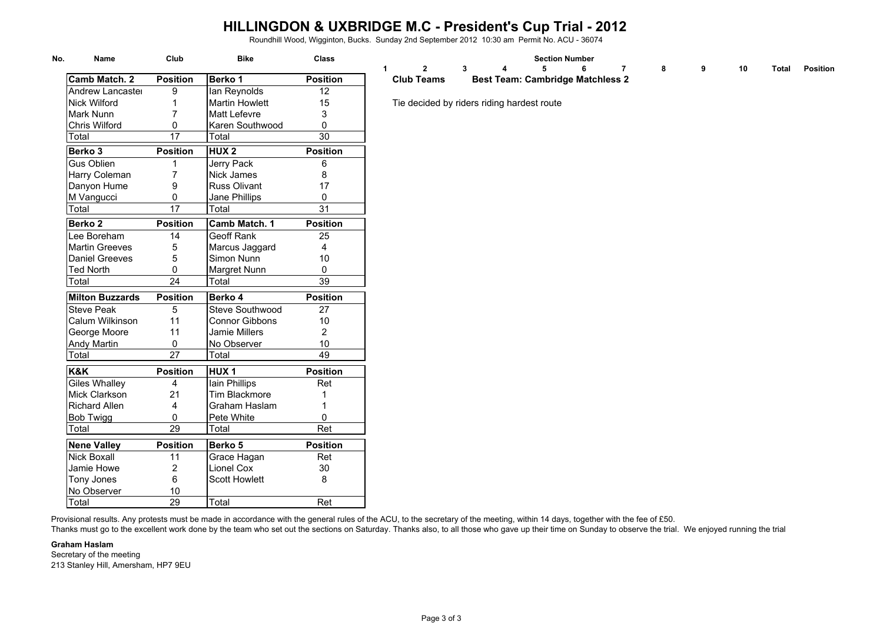# HILLINGDON & UXBRIDGE M.C - President's Cup Trial - 2012

Roundhill Wood, Wigginton, Bucks. Sunday 2nd September 2012 10:30 am Permit No. ACU - 36074

| No. | Name | Club | Bike | Class | Section Number 1 | 2 | 3 | 4 | 5 | 6 | 7 | 8 | 9 | 10 | Total | Position |
|---|---|---|---|---|---|---|---|---|---|---|---|---|---|---|---|---|

| Camb Match. 2 | Position | Berko 1 | Position |
|---|---|---|---|
| Andrew Lancaster | 9 | Ian Reynolds | 12 |
| Nick Wilford | 1 | Martin Howlett | 15 |
| Mark Nunn | 7 | Matt Lefevre | 3 |
| Chris Wilford | 0 | Karen Southwood | 0 |
| Total | 17 | Total | 30 |
| **Berko 3** | **Position** | **HUX 2** | **Position** |
| Gus Oblien | 1 | Jerry Pack | 6 |
| Harry Coleman | 7 | Nick James | 8 |
| Danyon Hume | 9 | Russ Olivant | 17 |
| M Vangucci | 0 | Jane Phillips | 0 |
| Total | 17 | Total | 31 |
| **Berko 2** | **Position** | **Camb Match. 1** | **Position** |
| Lee Boreham | 14 | Geoff Rank | 25 |
| Martin Greeves | 5 | Marcus Jaggard | 4 |
| Daniel Greeves | 5 | Simon Nunn | 10 |
| Ted North | 0 | Margret Nunn | 0 |
| Total | 24 | Total | 39 |
| **Milton Buzzards** | **Position** | **Berko 4** | **Position** |
| Steve Peak | 5 | Steve Southwood | 27 |
| Calum Wilkinson | 11 | Connor Gibbons | 10 |
| George Moore | 11 | Jamie Millers | 2 |
| Andy Martin | 0 | No Observer | 10 |
| Total | 27 | Total | 49 |
| **K&K** | **Position** | **HUX 1** | **Position** |
| Giles Whalley | 4 | Iain Phillips | Ret |
| Mick Clarkson | 21 | Tim Blackmore | 1 |
| Richard Allen | 4 | Graham Haslam | 1 |
| Bob Twigg | 0 | Pete White | 0 |
| Total | 29 | Total | Ret |
| **Nene Valley** | **Position** | **Berko 5** | **Position** |
| Nick Boxall | 11 | Grace Hagan | Ret |
| Jamie Howe | 2 | Lionel Cox | 30 |
| Tony Jones | 6 | Scott Howlett | 8 |
| No Observer | 10 | | |
| Total | 29 | Total | Ret |

**Club Teams** **Best Team: Cambridge Matchless 2**

Tie decided by riders riding hardest route

Provisional results. Any protests must be made in accordance with the general rules of the ACU, to the secretary of the meeting, within 14 days, together with the fee of £50.

Thanks must go to the excellent work done by the team who set out the sections on Saturday. Thanks also, to all those who gave up their time on Sunday to observe the trial. We enjoyed running the trial

**Graham Haslam**
Secretary of the meeting
213 Stanley Hill, Amersham, HP7 9EU